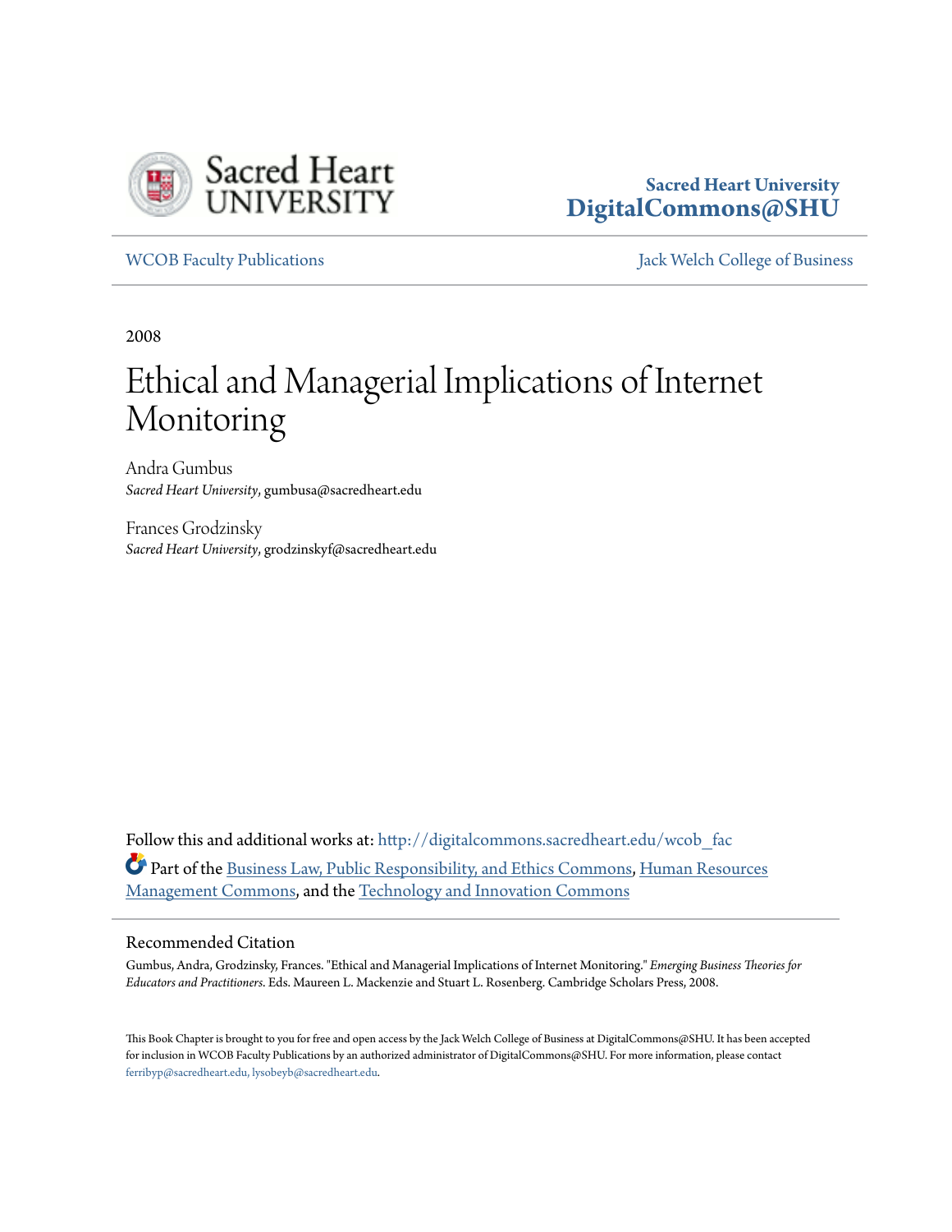Sacred Heart University

**Sacred Heart University**
**DigitalCommons@SHU**

WCOB Faculty Publications | Jack Welch College of Business

2008

# Ethical and Managerial Implications of Internet Monitoring

Andra Gumbus
*Sacred Heart University*, gumbusa@sacredheart.edu

Frances Grodzinsky
*Sacred Heart University*, grodzinskyf@sacredheart.edu

Follow this and additional works at: http://digitalcommons.sacredheart.edu/wcob_fac

Part of the Business Law, Public Responsibility, and Ethics Commons, Human Resources Management Commons, and the Technology and Innovation Commons

## Recommended Citation

Gumbus, Andra, Grodzinsky, Frances. "Ethical and Managerial Implications of Internet Monitoring." *Emerging Business Theories for Educators and Practitioners*. Eds. Maureen L. Mackenzie and Stuart L. Rosenberg. Cambridge Scholars Press, 2008.

This Book Chapter is brought to you for free and open access by the Jack Welch College of Business at DigitalCommons@SHU. It has been accepted for inclusion in WCOB Faculty Publications by an authorized administrator of DigitalCommons@SHU. For more information, please contact ferribyp@sacredheart.edu, lysobeyb@sacredheart.edu.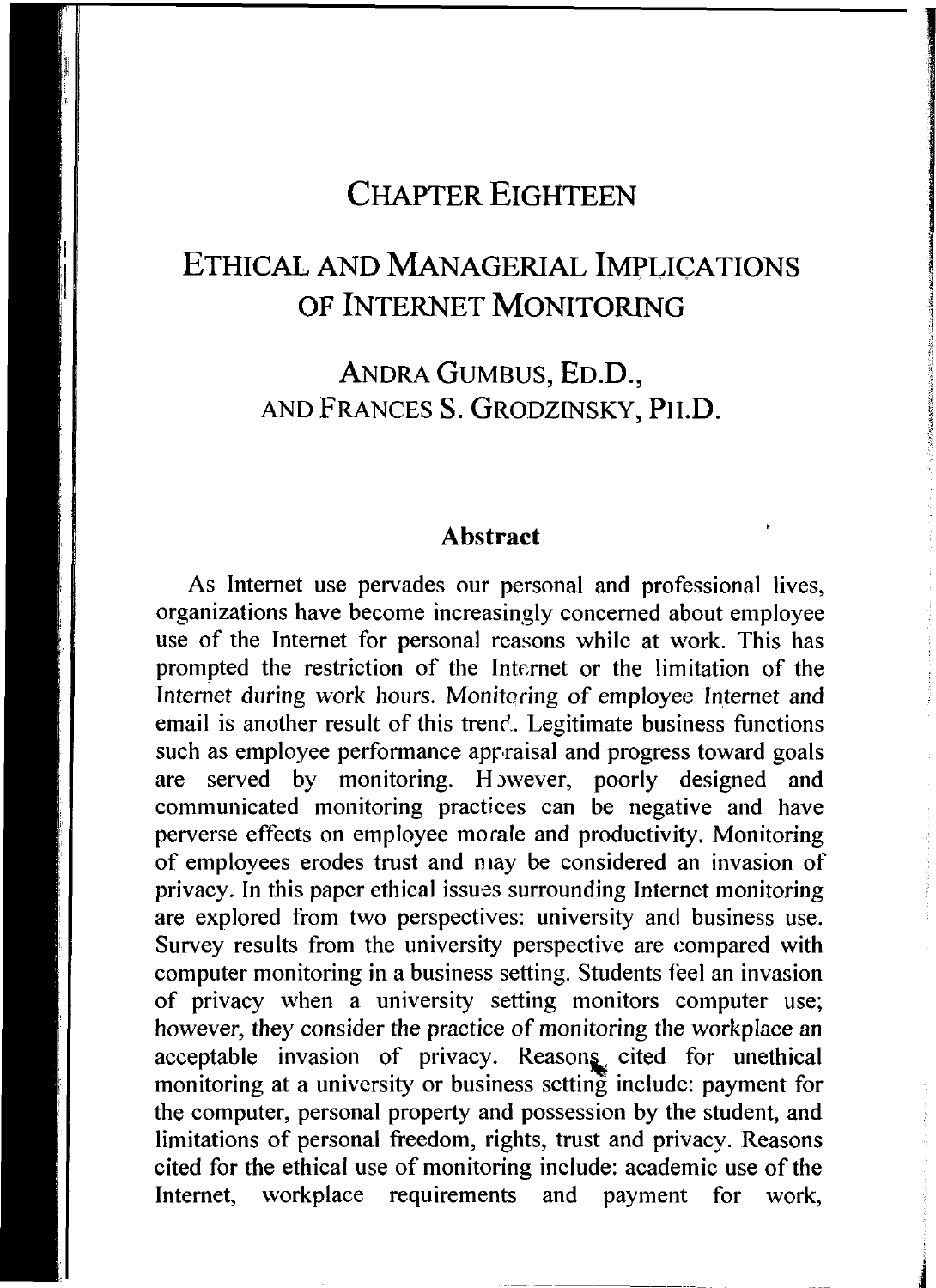# CHAPTER EIGHTEEN

# ETHICAL AND MANAGERIAL IMPLICATIONS OF INTERNET MONITORING

## ANDRA GUMBUS, ED.D., AND FRANCES S. GRODZINSKY, PH.D.

### Abstract

As Internet use pervades our personal and professional lives, organizations have become increasingly concerned about employee use of the Internet for personal reasons while at work. This has prompted the restriction of the Internet or the limitation of the Internet during work hours. Monitoring of employee Internet and email is another result of this trend. Legitimate business functions such as employee performance appraisal and progress toward goals are served by monitoring. However, poorly designed and communicated monitoring practices can be negative and have perverse effects on employee morale and productivity. Monitoring of employees erodes trust and may be considered an invasion of privacy. In this paper ethical issues surrounding Internet monitoring are explored from two perspectives: university and business use. Survey results from the university perspective are compared with computer monitoring in a business setting. Students feel an invasion of privacy when a university setting monitors computer use; however, they consider the practice of monitoring the workplace an acceptable invasion of privacy. Reasons cited for unethical monitoring at a university or business setting include: payment for the computer, personal property and possession by the student, and limitations of personal freedom, rights, trust and privacy. Reasons cited for the ethical use of monitoring include: academic use of the Internet, workplace requirements and payment for work,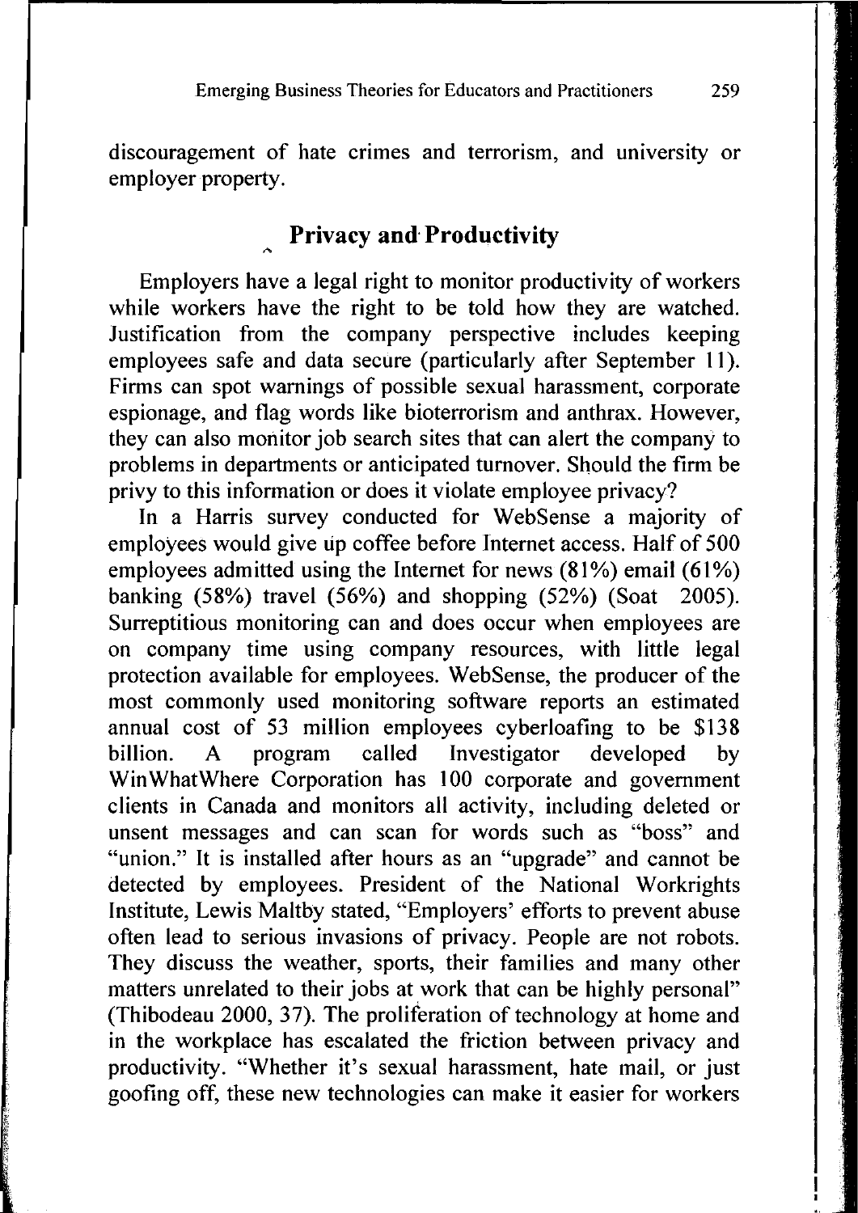discouragement of hate crimes and terrorism, and university or employer property.

## Privacy and Productivity

Employers have a legal right to monitor productivity of workers while workers have the right to be told how they are watched. Justification from the company perspective includes keeping employees safe and data secure (particularly after September 11). Firms can spot warnings of possible sexual harassment, corporate espionage, and flag words like bioterrorism and anthrax. However, they can also monitor job search sites that can alert the company to problems in departments or anticipated turnover. Should the firm be privy to this information or does it violate employee privacy?

In a Harris survey conducted for WebSense a majority of employees would give up coffee before Internet access. Half of 500 employees admitted using the Internet for news (81%) email (61%) banking (58%) travel (56%) and shopping (52%) (Soat 2005). Surreptitious monitoring can and does occur when employees are on company time using company resources, with little legal protection available for employees. WebSense, the producer of the most commonly used monitoring software reports an estimated annual cost of 53 million employees cyberloafing to be $138 billion. A program called Investigator developed by WinWhatWhere Corporation has 100 corporate and government clients in Canada and monitors all activity, including deleted or unsent messages and can scan for words such as "boss" and "union." It is installed after hours as an "upgrade" and cannot be detected by employees. President of the National Workrights Institute, Lewis Maltby stated, "Employers' efforts to prevent abuse often lead to serious invasions of privacy. People are not robots. They discuss the weather, sports, their families and many other matters unrelated to their jobs at work that can be highly personal" (Thibodeau 2000, 37). The proliferation of technology at home and in the workplace has escalated the friction between privacy and productivity. "Whether it's sexual harassment, hate mail, or just goofing off, these new technologies can make it easier for workers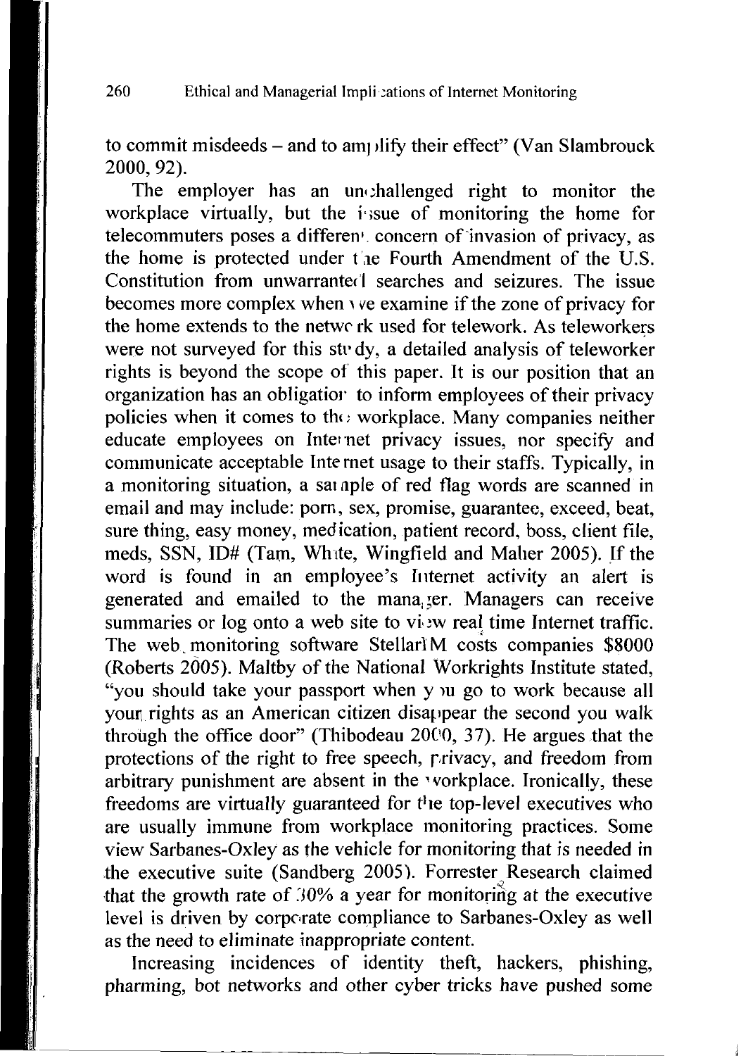to commit misdeeds – and to amplify their effect" (Van Slambrouck 2000, 92).

The employer has an unchallenged right to monitor the workplace virtually, but the issue of monitoring the home for telecommuters poses a different concern of invasion of privacy, as the home is protected under the Fourth Amendment of the U.S. Constitution from unwarranted searches and seizures. The issue becomes more complex when we examine if the zone of privacy for the home extends to the network used for telework. As teleworkers were not surveyed for this study, a detailed analysis of teleworker rights is beyond the scope of this paper. It is our position that an organization has an obligation to inform employees of their privacy policies when it comes to the workplace. Many companies neither educate employees on Internet privacy issues, nor specify and communicate acceptable Internet usage to their staffs. Typically, in a monitoring situation, a sample of red flag words are scanned in email and may include: porn, sex, promise, guarantee, exceed, beat, sure thing, easy money, medication, patient record, boss, client file, meds, SSN, ID# (Tam, White, Wingfield and Maher 2005). If the word is found in an employee's Internet activity an alert is generated and emailed to the manager. Managers can receive summaries or log onto a web site to view real time Internet traffic. The web monitoring software StellarIM costs companies $8000 (Roberts 2005). Maltby of the National Workrights Institute stated, "you should take your passport when you go to work because all your rights as an American citizen disappear the second you walk through the office door" (Thibodeau 2000, 37). He argues that the protections of the right to free speech, privacy, and freedom from arbitrary punishment are absent in the workplace. Ironically, these freedoms are virtually guaranteed for the top-level executives who are usually immune from workplace monitoring practices. Some view Sarbanes-Oxley as the vehicle for monitoring that is needed in the executive suite (Sandberg 2005). Forrester Research claimed that the growth rate of 30% a year for monitoring at the executive level is driven by corporate compliance to Sarbanes-Oxley as well as the need to eliminate inappropriate content.

Increasing incidences of identity theft, hackers, phishing, pharming, bot networks and other cyber tricks have pushed some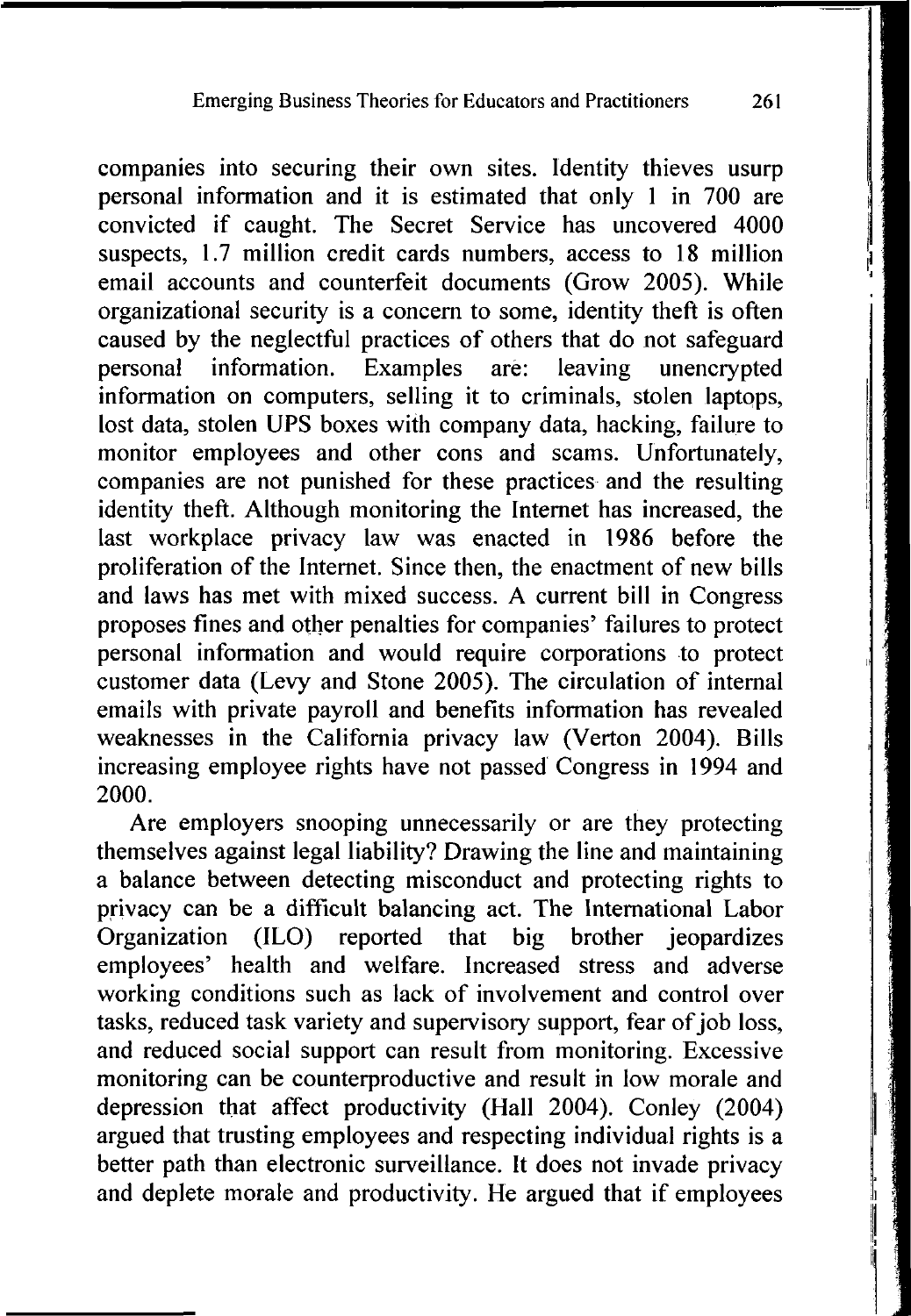companies into securing their own sites. Identity thieves usurp personal information and it is estimated that only 1 in 700 are convicted if caught. The Secret Service has uncovered 4000 suspects, 1.7 million credit cards numbers, access to 18 million email accounts and counterfeit documents (Grow 2005). While organizational security is a concern to some, identity theft is often caused by the neglectful practices of others that do not safeguard personal information. Examples are: leaving unencrypted information on computers, selling it to criminals, stolen laptops, lost data, stolen UPS boxes with company data, hacking, failure to monitor employees and other cons and scams. Unfortunately, companies are not punished for these practices and the resulting identity theft. Although monitoring the Internet has increased, the last workplace privacy law was enacted in 1986 before the proliferation of the Internet. Since then, the enactment of new bills and laws has met with mixed success. A current bill in Congress proposes fines and other penalties for companies' failures to protect personal information and would require corporations to protect customer data (Levy and Stone 2005). The circulation of internal emails with private payroll and benefits information has revealed weaknesses in the California privacy law (Verton 2004). Bills increasing employee rights have not passed Congress in 1994 and 2000.

Are employers snooping unnecessarily or are they protecting themselves against legal liability? Drawing the line and maintaining a balance between detecting misconduct and protecting rights to privacy can be a difficult balancing act. The International Labor Organization (ILO) reported that big brother jeopardizes employees' health and welfare. Increased stress and adverse working conditions such as lack of involvement and control over tasks, reduced task variety and supervisory support, fear of job loss, and reduced social support can result from monitoring. Excessive monitoring can be counterproductive and result in low morale and depression that affect productivity (Hall 2004). Conley (2004) argued that trusting employees and respecting individual rights is a better path than electronic surveillance. It does not invade privacy and deplete morale and productivity. He argued that if employees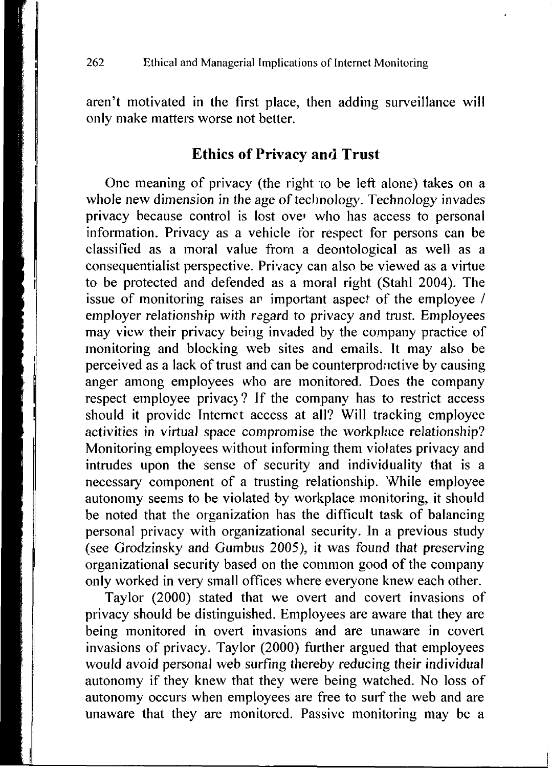aren't motivated in the first place, then adding surveillance will only make matters worse not better.

## Ethics of Privacy and Trust

One meaning of privacy (the right to be left alone) takes on a whole new dimension in the age of technology. Technology invades privacy because control is lost over who has access to personal information. Privacy as a vehicle for respect for persons can be classified as a moral value from a deontological as well as a consequentialist perspective. Privacy can also be viewed as a virtue to be protected and defended as a moral right (Stahl 2004). The issue of monitoring raises an important aspect of the employee / employer relationship with regard to privacy and trust. Employees may view their privacy being invaded by the company practice of monitoring and blocking web sites and emails. It may also be perceived as a lack of trust and can be counterproductive by causing anger among employees who are monitored. Does the company respect employee privacy? If the company has to restrict access should it provide Internet access at all? Will tracking employee activities in virtual space compromise the workplace relationship? Monitoring employees without informing them violates privacy and intrudes upon the sense of security and individuality that is a necessary component of a trusting relationship. While employee autonomy seems to be violated by workplace monitoring, it should be noted that the organization has the difficult task of balancing personal privacy with organizational security. In a previous study (see Grodzinsky and Gumbus 2005), it was found that preserving organizational security based on the common good of the company only worked in very small offices where everyone knew each other.

Taylor (2000) stated that we overt and covert invasions of privacy should be distinguished. Employees are aware that they are being monitored in overt invasions and are unaware in covert invasions of privacy. Taylor (2000) further argued that employees would avoid personal web surfing thereby reducing their individual autonomy if they knew that they were being watched. No loss of autonomy occurs when employees are free to surf the web and are unaware that they are monitored. Passive monitoring may be a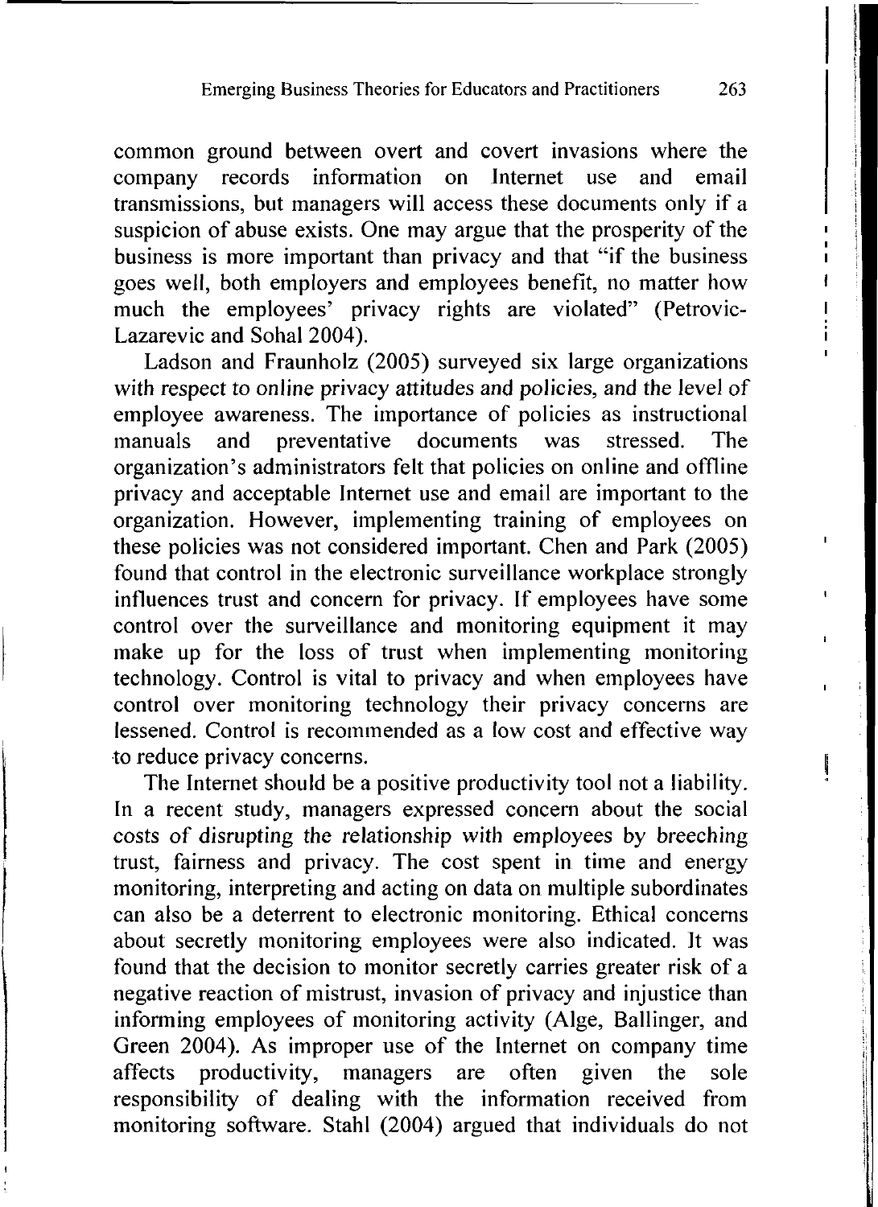common ground between overt and covert invasions where the company records information on Internet use and email transmissions, but managers will access these documents only if a suspicion of abuse exists. One may argue that the prosperity of the business is more important than privacy and that "if the business goes well, both employers and employees benefit, no matter how much the employees' privacy rights are violated" (Petrovic-Lazarevic and Sohal 2004).

Ladson and Fraunholz (2005) surveyed six large organizations with respect to online privacy attitudes and policies, and the level of employee awareness. The importance of policies as instructional manuals and preventative documents was stressed. The organization's administrators felt that policies on online and offline privacy and acceptable Internet use and email are important to the organization. However, implementing training of employees on these policies was not considered important. Chen and Park (2005) found that control in the electronic surveillance workplace strongly influences trust and concern for privacy. If employees have some control over the surveillance and monitoring equipment it may make up for the loss of trust when implementing monitoring technology. Control is vital to privacy and when employees have control over monitoring technology their privacy concerns are lessened. Control is recommended as a low cost and effective way to reduce privacy concerns.

The Internet should be a positive productivity tool not a liability. In a recent study, managers expressed concern about the social costs of disrupting the relationship with employees by breeching trust, fairness and privacy. The cost spent in time and energy monitoring, interpreting and acting on data on multiple subordinates can also be a deterrent to electronic monitoring. Ethical concerns about secretly monitoring employees were also indicated. It was found that the decision to monitor secretly carries greater risk of a negative reaction of mistrust, invasion of privacy and injustice than informing employees of monitoring activity (Alge, Ballinger, and Green 2004). As improper use of the Internet on company time affects productivity, managers are often given the sole responsibility of dealing with the information received from monitoring software. Stahl (2004) argued that individuals do not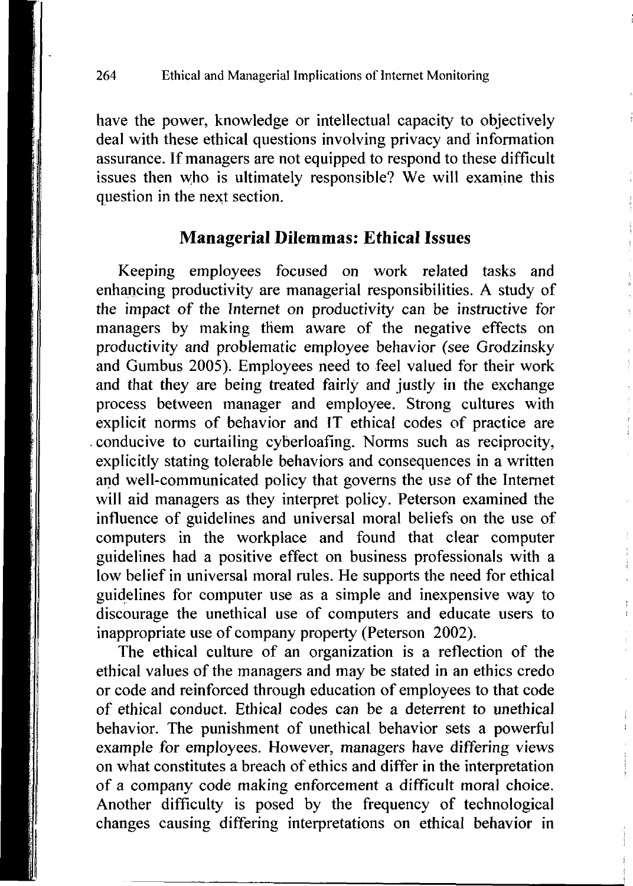have the power, knowledge or intellectual capacity to objectively deal with these ethical questions involving privacy and information assurance. If managers are not equipped to respond to these difficult issues then who is ultimately responsible? We will examine this question in the next section.

## Managerial Dilemmas: Ethical Issues

Keeping employees focused on work related tasks and enhancing productivity are managerial responsibilities. A study of the impact of the Internet on productivity can be instructive for managers by making them aware of the negative effects on productivity and problematic employee behavior (see Grodzinsky and Gumbus 2005). Employees need to feel valued for their work and that they are being treated fairly and justly in the exchange process between manager and employee. Strong cultures with explicit norms of behavior and IT ethical codes of practice are conducive to curtailing cyberloafing. Norms such as reciprocity, explicitly stating tolerable behaviors and consequences in a written and well-communicated policy that governs the use of the Internet will aid managers as they interpret policy. Peterson examined the influence of guidelines and universal moral beliefs on the use of computers in the workplace and found that clear computer guidelines had a positive effect on business professionals with a low belief in universal moral rules. He supports the need for ethical guidelines for computer use as a simple and inexpensive way to discourage the unethical use of computers and educate users to inappropriate use of company property (Peterson 2002).

The ethical culture of an organization is a reflection of the ethical values of the managers and may be stated in an ethics credo or code and reinforced through education of employees to that code of ethical conduct. Ethical codes can be a deterrent to unethical behavior. The punishment of unethical behavior sets a powerful example for employees. However, managers have differing views on what constitutes a breach of ethics and differ in the interpretation of a company code making enforcement a difficult moral choice. Another difficulty is posed by the frequency of technological changes causing differing interpretations on ethical behavior in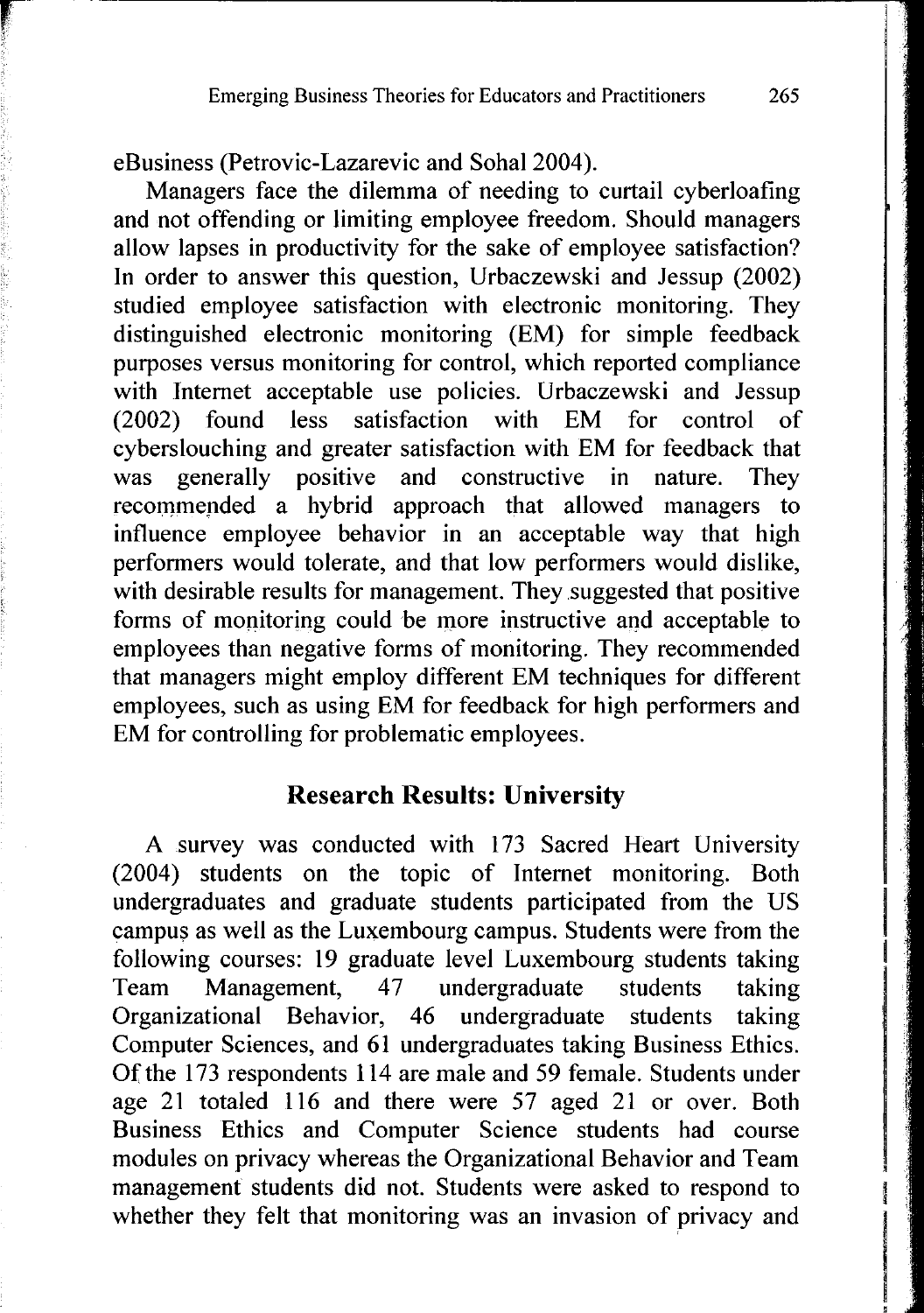eBusiness (Petrovic-Lazarevic and Sohal 2004).

Managers face the dilemma of needing to curtail cyberloafing and not offending or limiting employee freedom. Should managers allow lapses in productivity for the sake of employee satisfaction? In order to answer this question, Urbaczewski and Jessup (2002) studied employee satisfaction with electronic monitoring. They distinguished electronic monitoring (EM) for simple feedback purposes versus monitoring for control, which reported compliance with Internet acceptable use policies. Urbaczewski and Jessup (2002) found less satisfaction with EM for control of cyberslouching and greater satisfaction with EM for feedback that was generally positive and constructive in nature. They recommended a hybrid approach that allowed managers to influence employee behavior in an acceptable way that high performers would tolerate, and that low performers would dislike, with desirable results for management. They suggested that positive forms of monitoring could be more instructive and acceptable to employees than negative forms of monitoring. They recommended that managers might employ different EM techniques for different employees, such as using EM for feedback for high performers and EM for controlling for problematic employees.

## Research Results: University

A survey was conducted with 173 Sacred Heart University (2004) students on the topic of Internet monitoring. Both undergraduates and graduate students participated from the US campus as well as the Luxembourg campus. Students were from the following courses: 19 graduate level Luxembourg students taking Team Management, 47 undergraduate students taking Organizational Behavior, 46 undergraduate students taking Computer Sciences, and 61 undergraduates taking Business Ethics. Of the 173 respondents 114 are male and 59 female. Students under age 21 totaled 116 and there were 57 aged 21 or over. Both Business Ethics and Computer Science students had course modules on privacy whereas the Organizational Behavior and Team management students did not. Students were asked to respond to whether they felt that monitoring was an invasion of privacy and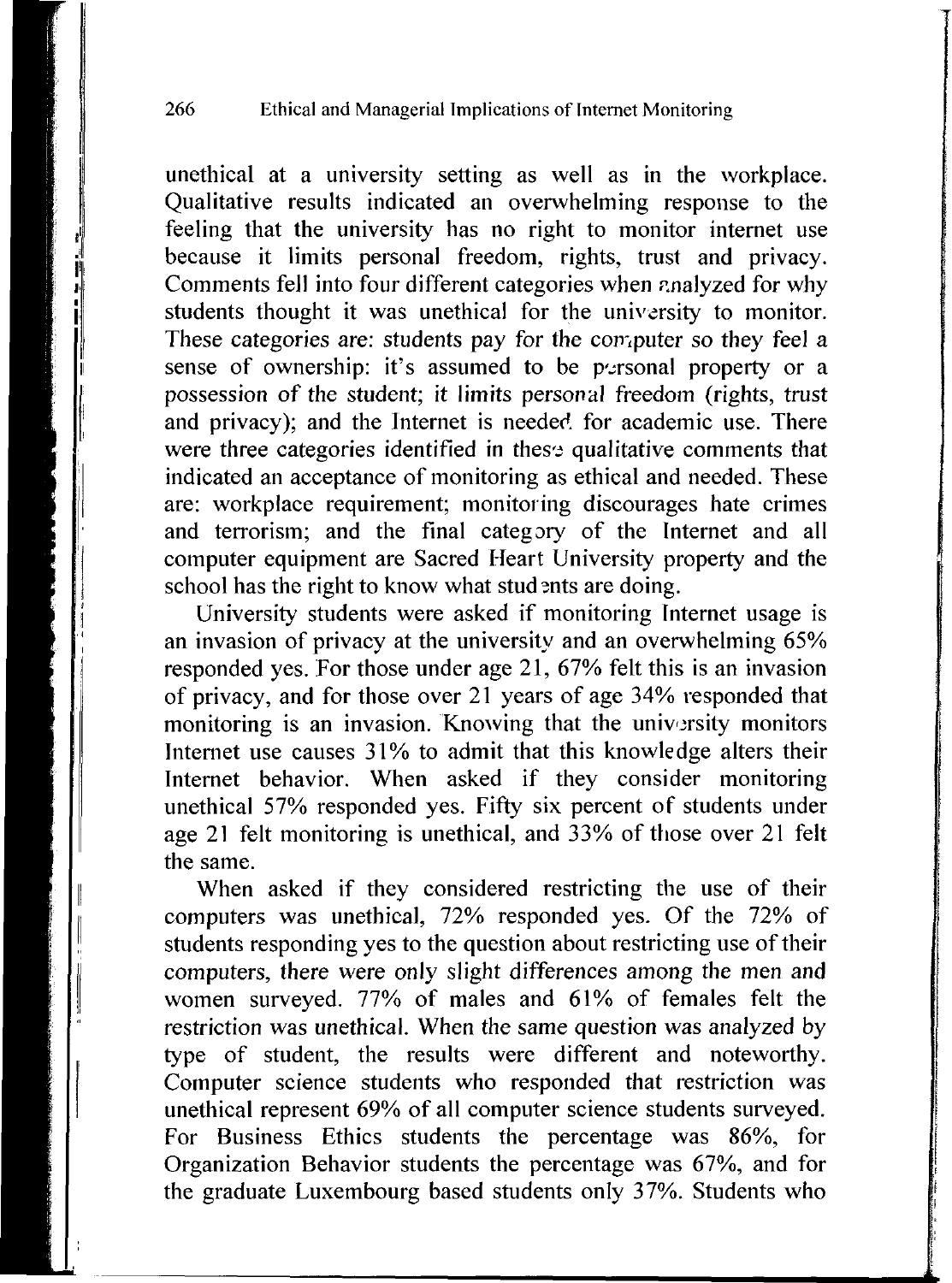unethical at a university setting as well as in the workplace. Qualitative results indicated an overwhelming response to the feeling that the university has no right to monitor internet use because it limits personal freedom, rights, trust and privacy. Comments fell into four different categories when analyzed for why students thought it was unethical for the university to monitor. These categories are: students pay for the computer so they feel a sense of ownership: it's assumed to be personal property or a possession of the student; it limits personal freedom (rights, trust and privacy); and the Internet is needed for academic use. There were three categories identified in these qualitative comments that indicated an acceptance of monitoring as ethical and needed. These are: workplace requirement; monitoring discourages hate crimes and terrorism; and the final category of the Internet and all computer equipment are Sacred Heart University property and the school has the right to know what students are doing.

University students were asked if monitoring Internet usage is an invasion of privacy at the university and an overwhelming 65% responded yes. For those under age 21, 67% felt this is an invasion of privacy, and for those over 21 years of age 34% responded that monitoring is an invasion. Knowing that the university monitors Internet use causes 31% to admit that this knowledge alters their Internet behavior. When asked if they consider monitoring unethical 57% responded yes. Fifty six percent of students under age 21 felt monitoring is unethical, and 33% of those over 21 felt the same.

When asked if they considered restricting the use of their computers was unethical, 72% responded yes. Of the 72% of students responding yes to the question about restricting use of their computers, there were only slight differences among the men and women surveyed. 77% of males and 61% of females felt the restriction was unethical. When the same question was analyzed by type of student, the results were different and noteworthy. Computer science students who responded that restriction was unethical represent 69% of all computer science students surveyed. For Business Ethics students the percentage was 86%, for Organization Behavior students the percentage was 67%, and for the graduate Luxembourg based students only 37%. Students who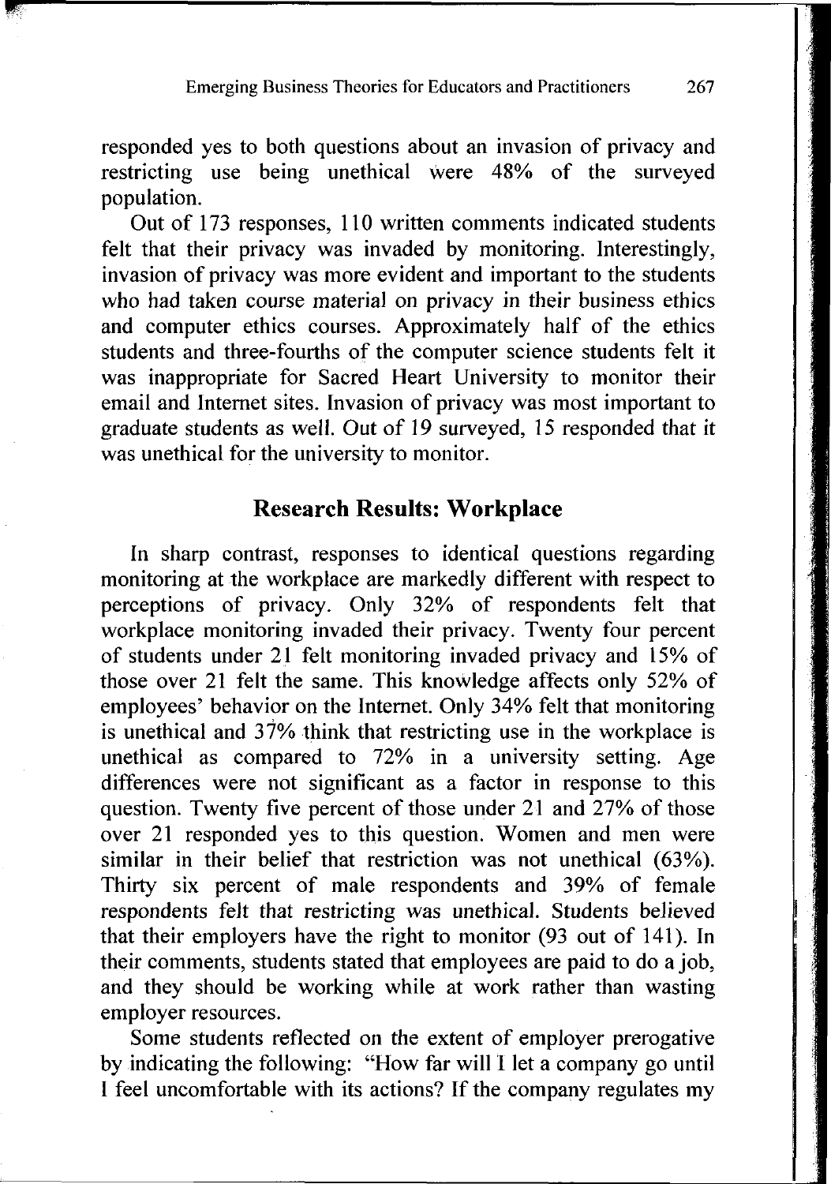responded yes to both questions about an invasion of privacy and restricting use being unethical were 48% of the surveyed population.

Out of 173 responses, 110 written comments indicated students felt that their privacy was invaded by monitoring. Interestingly, invasion of privacy was more evident and important to the students who had taken course material on privacy in their business ethics and computer ethics courses. Approximately half of the ethics students and three-fourths of the computer science students felt it was inappropriate for Sacred Heart University to monitor their email and Internet sites. Invasion of privacy was most important to graduate students as well. Out of 19 surveyed, 15 responded that it was unethical for the university to monitor.

## Research Results: Workplace

In sharp contrast, responses to identical questions regarding monitoring at the workplace are markedly different with respect to perceptions of privacy. Only 32% of respondents felt that workplace monitoring invaded their privacy. Twenty four percent of students under 21 felt monitoring invaded privacy and 15% of those over 21 felt the same. This knowledge affects only 52% of employees' behavior on the Internet. Only 34% felt that monitoring is unethical and 37% think that restricting use in the workplace is unethical as compared to 72% in a university setting. Age differences were not significant as a factor in response to this question. Twenty five percent of those under 21 and 27% of those over 21 responded yes to this question. Women and men were similar in their belief that restriction was not unethical (63%). Thirty six percent of male respondents and 39% of female respondents felt that restricting was unethical. Students believed that their employers have the right to monitor (93 out of 141). In their comments, students stated that employees are paid to do a job, and they should be working while at work rather than wasting employer resources.

Some students reflected on the extent of employer prerogative by indicating the following: "How far will I let a company go until I feel uncomfortable with its actions? If the company regulates my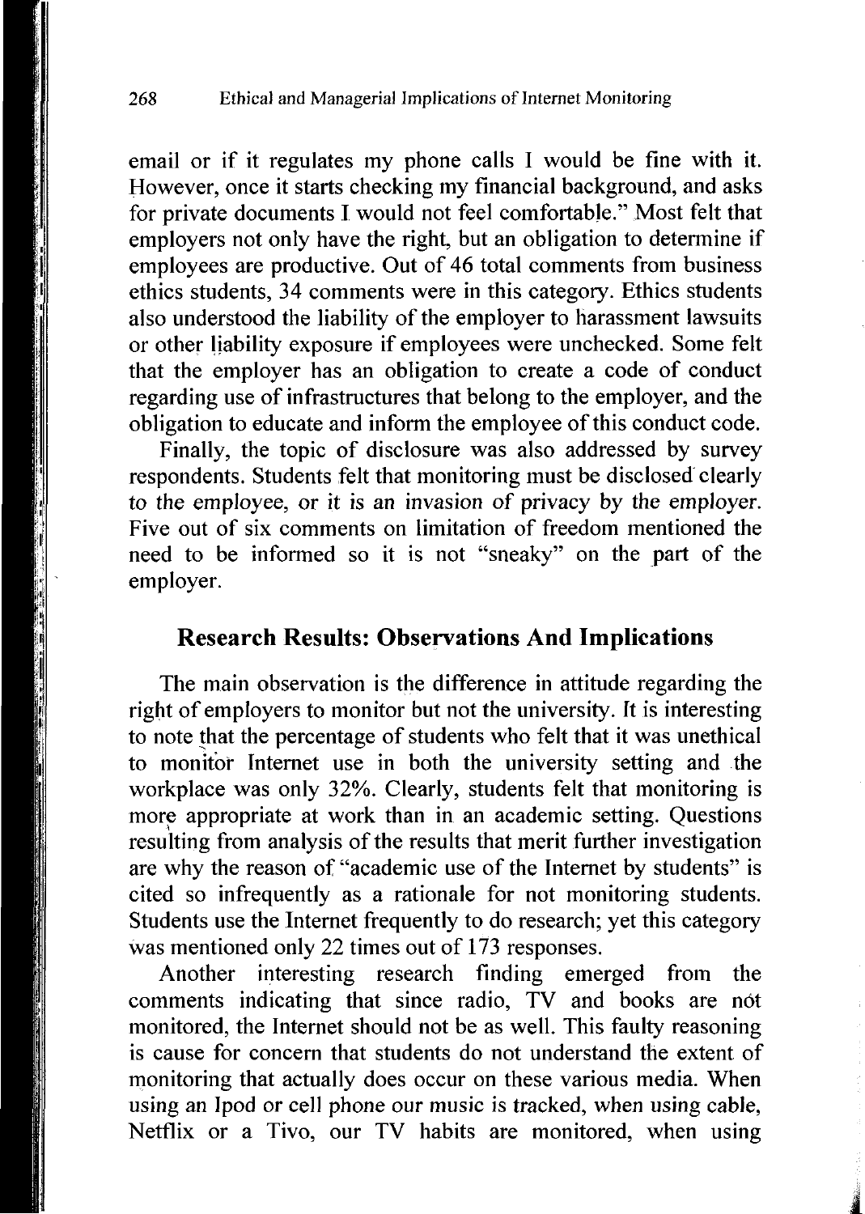email or if it regulates my phone calls I would be fine with it. However, once it starts checking my financial background, and asks for private documents I would not feel comfortable." Most felt that employers not only have the right, but an obligation to determine if employees are productive. Out of 46 total comments from business ethics students, 34 comments were in this category. Ethics students also understood the liability of the employer to harassment lawsuits or other liability exposure if employees were unchecked. Some felt that the employer has an obligation to create a code of conduct regarding use of infrastructures that belong to the employer, and the obligation to educate and inform the employee of this conduct code.

Finally, the topic of disclosure was also addressed by survey respondents. Students felt that monitoring must be disclosed clearly to the employee, or it is an invasion of privacy by the employer. Five out of six comments on limitation of freedom mentioned the need to be informed so it is not "sneaky" on the part of the employer.

## Research Results: Observations And Implications

The main observation is the difference in attitude regarding the right of employers to monitor but not the university. It is interesting to note that the percentage of students who felt that it was unethical to monitor Internet use in both the university setting and the workplace was only 32%. Clearly, students felt that monitoring is more appropriate at work than in an academic setting. Questions resulting from analysis of the results that merit further investigation are why the reason of "academic use of the Internet by students" is cited so infrequently as a rationale for not monitoring students. Students use the Internet frequently to do research; yet this category was mentioned only 22 times out of 173 responses.

Another interesting research finding emerged from the comments indicating that since radio, TV and books are not monitored, the Internet should not be as well. This faulty reasoning is cause for concern that students do not understand the extent of monitoring that actually does occur on these various media. When using an Ipod or cell phone our music is tracked, when using cable, Netflix or a Tivo, our TV habits are monitored, when using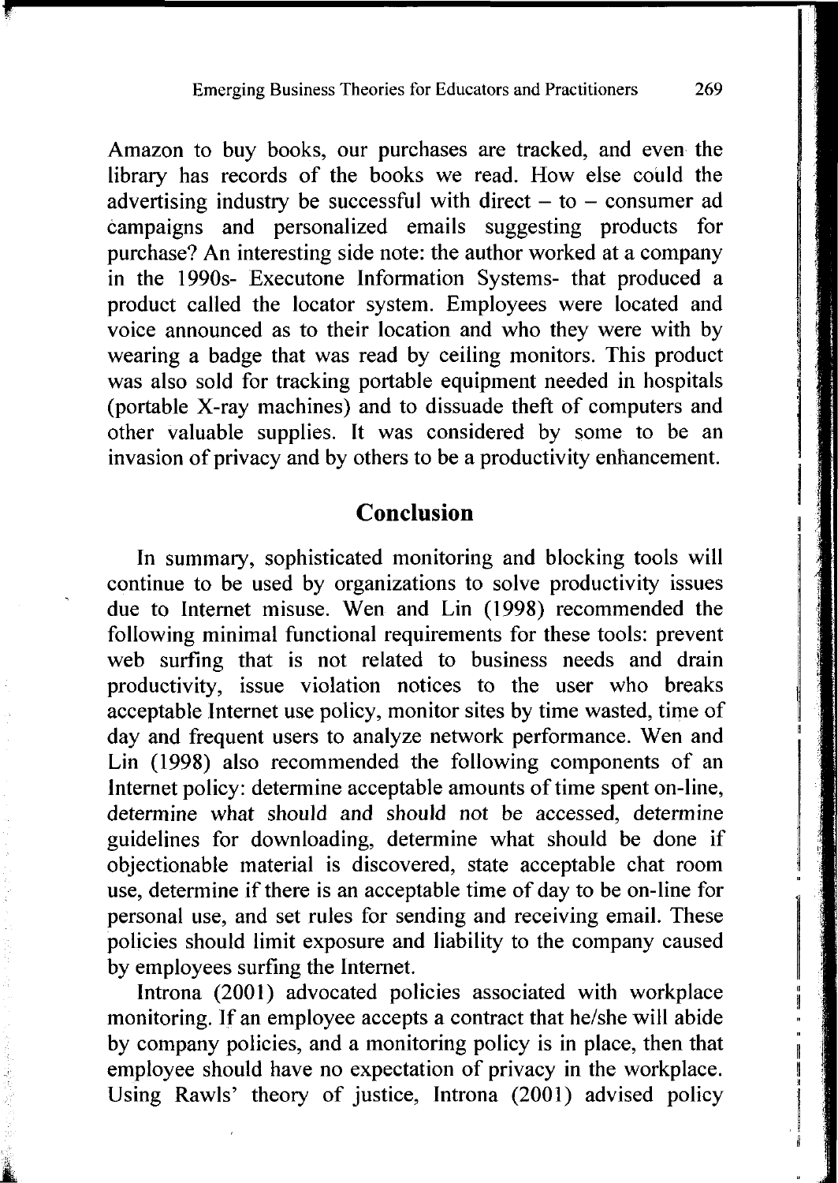Amazon to buy books, our purchases are tracked, and even the library has records of the books we read. How else could the advertising industry be successful with direct – to – consumer ad campaigns and personalized emails suggesting products for purchase? An interesting side note: the author worked at a company in the 1990s- Executone Information Systems- that produced a product called the locator system. Employees were located and voice announced as to their location and who they were with by wearing a badge that was read by ceiling monitors. This product was also sold for tracking portable equipment needed in hospitals (portable X-ray machines) and to dissuade theft of computers and other valuable supplies. It was considered by some to be an invasion of privacy and by others to be a productivity enhancement.

## Conclusion

In summary, sophisticated monitoring and blocking tools will continue to be used by organizations to solve productivity issues due to Internet misuse. Wen and Lin (1998) recommended the following minimal functional requirements for these tools: prevent web surfing that is not related to business needs and drain productivity, issue violation notices to the user who breaks acceptable Internet use policy, monitor sites by time wasted, time of day and frequent users to analyze network performance. Wen and Lin (1998) also recommended the following components of an Internet policy: determine acceptable amounts of time spent on-line, determine what should and should not be accessed, determine guidelines for downloading, determine what should be done if objectionable material is discovered, state acceptable chat room use, determine if there is an acceptable time of day to be on-line for personal use, and set rules for sending and receiving email. These policies should limit exposure and liability to the company caused by employees surfing the Internet.

Introna (2001) advocated policies associated with workplace monitoring. If an employee accepts a contract that he/she will abide by company policies, and a monitoring policy is in place, then that employee should have no expectation of privacy in the workplace. Using Rawls' theory of justice, Introna (2001) advised policy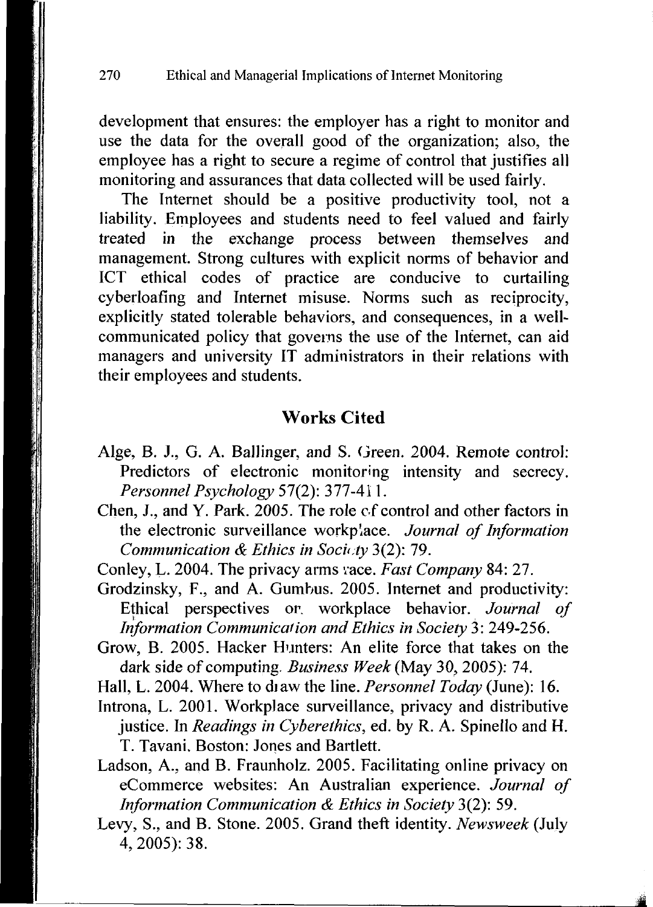development that ensures: the employer has a right to monitor and use the data for the overall good of the organization; also, the employee has a right to secure a regime of control that justifies all monitoring and assurances that data collected will be used fairly.

The Internet should be a positive productivity tool, not a liability. Employees and students need to feel valued and fairly treated in the exchange process between themselves and management. Strong cultures with explicit norms of behavior and ICT ethical codes of practice are conducive to curtailing cyberloafing and Internet misuse. Norms such as reciprocity, explicitly stated tolerable behaviors, and consequences, in a well-communicated policy that governs the use of the Internet, can aid managers and university IT administrators in their relations with their employees and students.

## Works Cited

Alge, B. J., G. A. Ballinger, and S. Green. 2004. Remote control: Predictors of electronic monitoring intensity and secrecy. *Personnel Psychology* 57(2): 377-411.

Chen, J., and Y. Park. 2005. The role of control and other factors in the electronic surveillance workplace. *Journal of Information Communication & Ethics in Society* 3(2): 79.

Conley, L. 2004. The privacy arms race. *Fast Company* 84: 27.

Grodzinsky, F., and A. Gumbus. 2005. Internet and productivity: Ethical perspectives on workplace behavior. *Journal of Information Communication and Ethics in Society* 3: 249-256.

Grow, B. 2005. Hacker Hunters: An elite force that takes on the dark side of computing. *Business Week* (May 30, 2005): 74.

Hall, L. 2004. Where to draw the line. *Personnel Today* (June): 16.

Introna, L. 2001. Workplace surveillance, privacy and distributive justice. In *Readings in Cyberethics*, ed. by R. A. Spinello and H. T. Tavani. Boston: Jones and Bartlett.

Ladson, A., and B. Fraunholz. 2005. Facilitating online privacy on eCommerce websites: An Australian experience. *Journal of Information Communication & Ethics in Society* 3(2): 59.

Levy, S., and B. Stone. 2005. Grand theft identity. *Newsweek* (July 4, 2005): 38.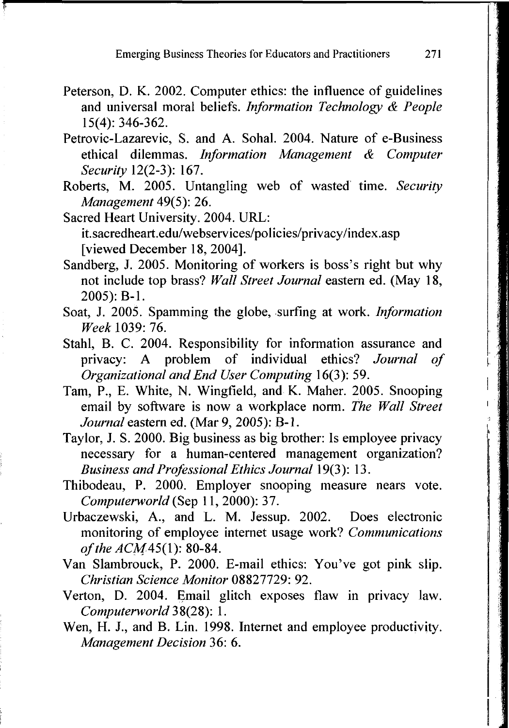Peterson, D. K. 2002. Computer ethics: the influence of guidelines and universal moral beliefs. *Information Technology & People* 15(4): 346-362.

Petrovic-Lazarevic, S. and A. Sohal. 2004. Nature of e-Business ethical dilemmas. *Information Management & Computer Security* 12(2-3): 167.

Roberts, M. 2005. Untangling web of wasted time. *Security Management* 49(5): 26.

Sacred Heart University. 2004. URL: it.sacredheart.edu/webservices/policies/privacy/index.asp [viewed December 18, 2004].

Sandberg, J. 2005. Monitoring of workers is boss's right but why not include top brass? *Wall Street Journal* eastern ed. (May 18, 2005): B-1.

Soat, J. 2005. Spamming the globe, surfing at work. *Information Week* 1039: 76.

Stahl, B. C. 2004. Responsibility for information assurance and privacy: A problem of individual ethics? *Journal of Organizational and End User Computing* 16(3): 59.

Tam, P., E. White, N. Wingfield, and K. Maher. 2005. Snooping email by software is now a workplace norm. *The Wall Street Journal* eastern ed. (Mar 9, 2005): B-1.

Taylor, J. S. 2000. Big business as big brother: Is employee privacy necessary for a human-centered management organization? *Business and Professional Ethics Journal* 19(3): 13.

Thibodeau, P. 2000. Employer snooping measure nears vote. *Computerworld* (Sep 11, 2000): 37.

Urbaczewski, A., and L. M. Jessup. 2002. Does electronic monitoring of employee internet usage work? *Communications of the ACM* 45(1): 80-84.

Van Slambrouck, P. 2000. E-mail ethics: You've got pink slip. *Christian Science Monitor* 08827729: 92.

Verton, D. 2004. Email glitch exposes flaw in privacy law. *Computerworld* 38(28): 1.

Wen, H. J., and B. Lin. 1998. Internet and employee productivity. *Management Decision* 36: 6.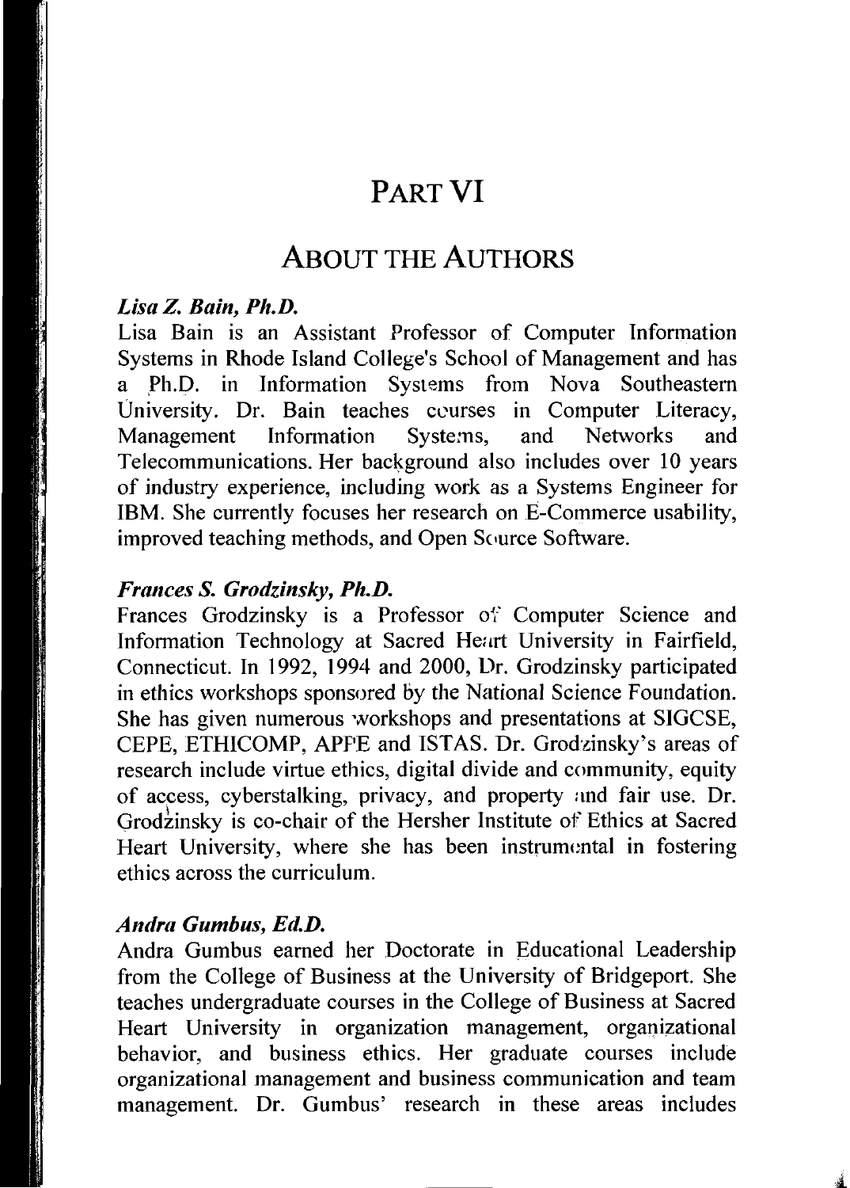# PART VI

## ABOUT THE AUTHORS

***Lisa Z. Bain, Ph.D.***

Lisa Bain is an Assistant Professor of Computer Information Systems in Rhode Island College's School of Management and has a Ph.D. in Information Systems from Nova Southeastern University. Dr. Bain teaches courses in Computer Literacy, Management Information Systems, and Networks and Telecommunications. Her background also includes over 10 years of industry experience, including work as a Systems Engineer for IBM. She currently focuses her research on E-Commerce usability, improved teaching methods, and Open Source Software.

***Frances S. Grodzinsky, Ph.D.***

Frances Grodzinsky is a Professor of Computer Science and Information Technology at Sacred Heart University in Fairfield, Connecticut. In 1992, 1994 and 2000, Dr. Grodzinsky participated in ethics workshops sponsored by the National Science Foundation. She has given numerous workshops and presentations at SIGCSE, CEPE, ETHICOMP, APPE and ISTAS. Dr. Grodzinsky's areas of research include virtue ethics, digital divide and community, equity of access, cyberstalking, privacy, and property and fair use. Dr. Grodzinsky is co-chair of the Hersher Institute of Ethics at Sacred Heart University, where she has been instrumental in fostering ethics across the curriculum.

***Andra Gumbus, Ed.D.***

Andra Gumbus earned her Doctorate in Educational Leadership from the College of Business at the University of Bridgeport. She teaches undergraduate courses in the College of Business at Sacred Heart University in organization management, organizational behavior, and business ethics. Her graduate courses include organizational management and business communication and team management. Dr. Gumbus' research in these areas includes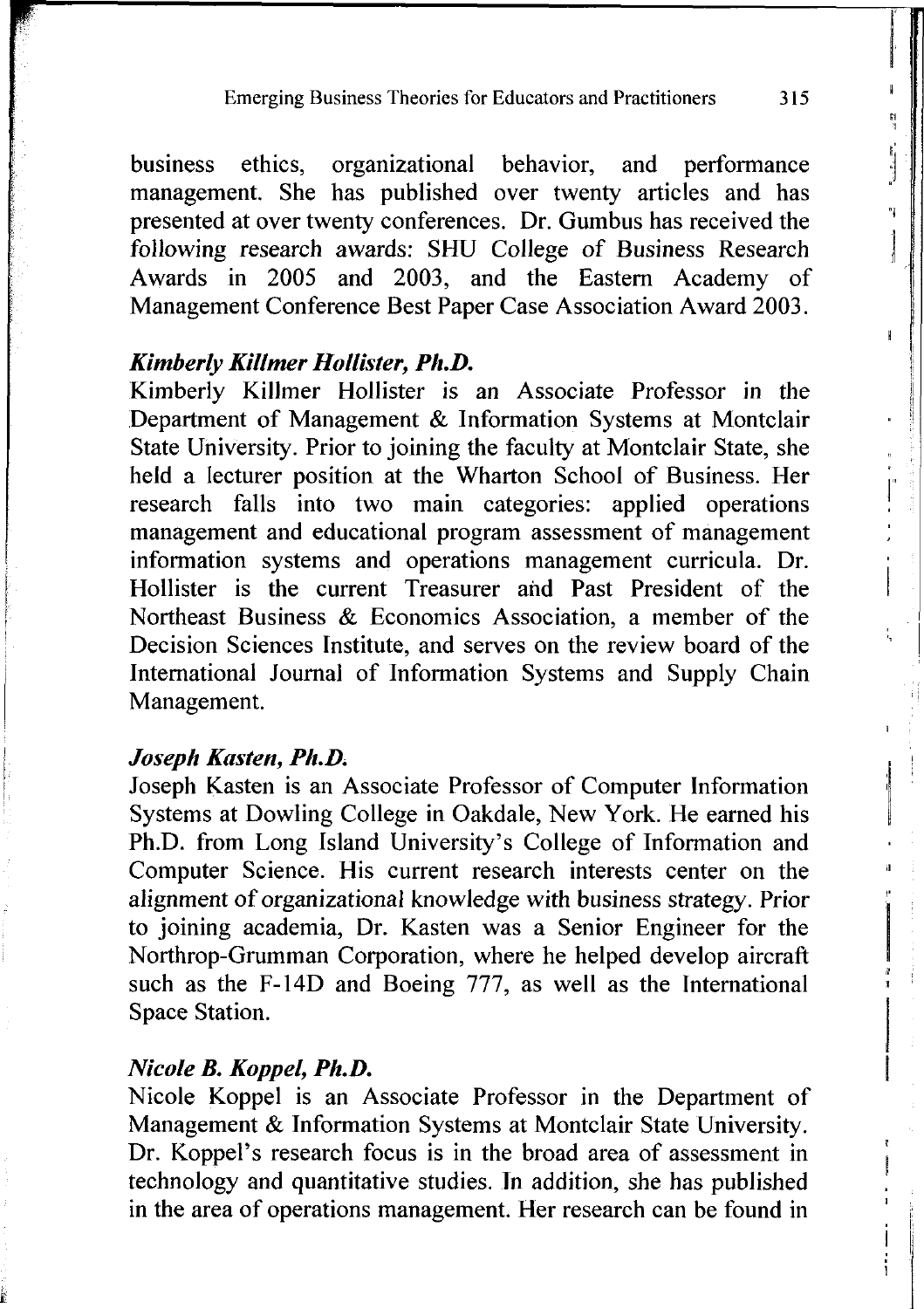business ethics, organizational behavior, and performance management. She has published over twenty articles and has presented at over twenty conferences. Dr. Gumbus has received the following research awards: SHU College of Business Research Awards in 2005 and 2003, and the Eastern Academy of Management Conference Best Paper Case Association Award 2003.

### *Kimberly Killmer Hollister, Ph.D.*

Kimberly Killmer Hollister is an Associate Professor in the Department of Management & Information Systems at Montclair State University. Prior to joining the faculty at Montclair State, she held a lecturer position at the Wharton School of Business. Her research falls into two main categories: applied operations management and educational program assessment of management information systems and operations management curricula. Dr. Hollister is the current Treasurer and Past President of the Northeast Business & Economics Association, a member of the Decision Sciences Institute, and serves on the review board of the International Journal of Information Systems and Supply Chain Management.

### *Joseph Kasten, Ph.D.*

Joseph Kasten is an Associate Professor of Computer Information Systems at Dowling College in Oakdale, New York. He earned his Ph.D. from Long Island University's College of Information and Computer Science. His current research interests center on the alignment of organizational knowledge with business strategy. Prior to joining academia, Dr. Kasten was a Senior Engineer for the Northrop-Grumman Corporation, where he helped develop aircraft such as the F-14D and Boeing 777, as well as the International Space Station.

### *Nicole B. Koppel, Ph.D.*

Nicole Koppel is an Associate Professor in the Department of Management & Information Systems at Montclair State University. Dr. Koppel's research focus is in the broad area of assessment in technology and quantitative studies. In addition, she has published in the area of operations management. Her research can be found in